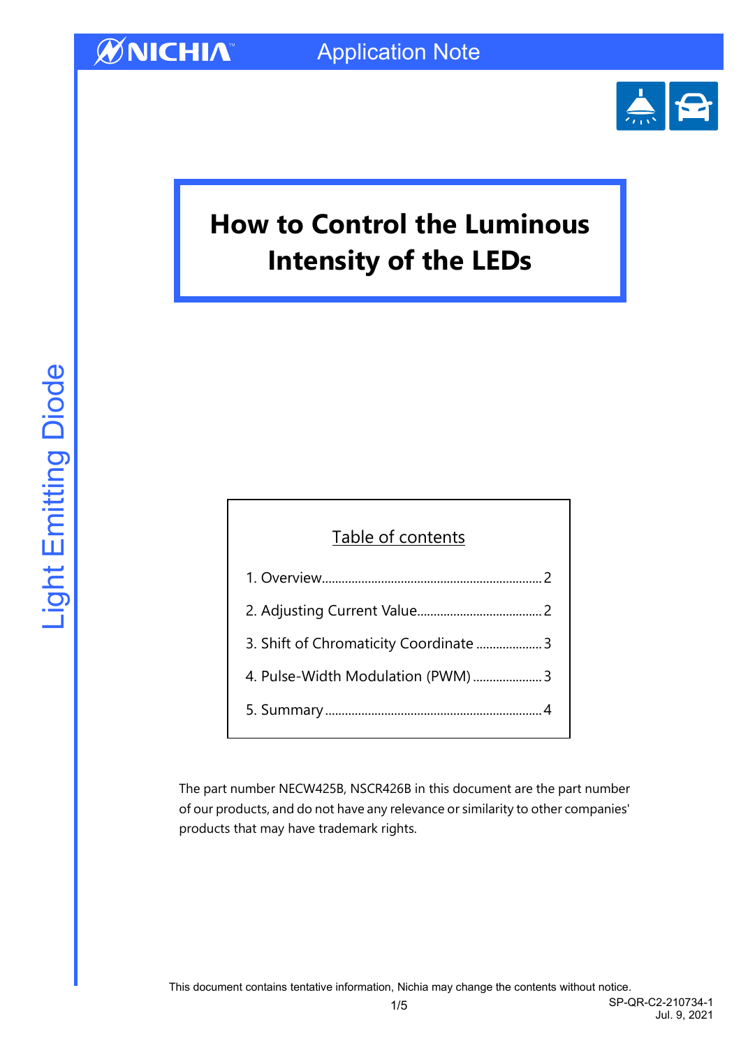# How to Control the Luminous Intensity of the LEDs

Table of contents

1. Overview.................................................................2
2. Adjusting Current Value......................................2
3. Shift of Chromaticity Coordinate ....................3
4. Pulse-Width Modulation (PWM).....................3
5. Summary.................................................................4

The part number NECW425B, NSCR426B in this document are the part number of our products, and do not have any relevance or similarity to other companies' products that may have trademark rights.

This document contains tentative information, Nichia may change the contents without notice.

SP-QR-C2-210734-1
Jul. 9, 2021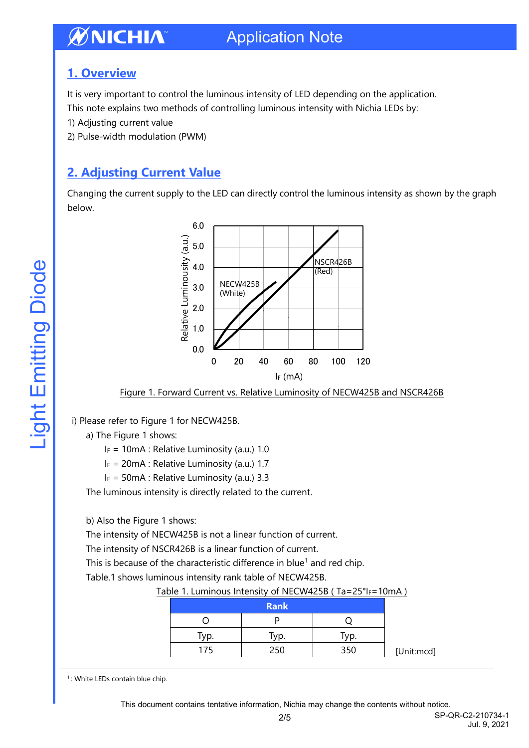## 1. Overview

It is very important to control the luminous intensity of LED depending on the application.
This note explains two methods of controlling luminous intensity with Nichia LEDs by:

1) Adjusting current value
2) Pulse-width modulation (PWM)

## 2. Adjusting Current Value

Changing the current supply to the LED can directly control the luminous intensity as shown by the graph below.

Figure 1. Forward Current vs. Relative Luminosity of NECW425B and NSCR426B

i) Please refer to Figure 1 for NECW425B.

a) The Figure 1 shows:

$I_F$ = 10mA : Relative Luminosity (a.u.) 1.0
$I_F$ = 20mA : Relative Luminosity (a.u.) 1.7
$I_F$ = 50mA : Relative Luminosity (a.u.) 3.3

The luminous intensity is directly related to the current.

b) Also the Figure 1 shows:

The intensity of NECW425B is not a linear function of current.
The intensity of NSCR426B is a linear function of current.
This is because of the characteristic difference in blue[1] and red chip.
Table.1 shows luminous intensity rank table of NECW425B.

Table 1. Luminous Intensity of NECW425B ( Ta=25°$I_F$=10mA )

| Rank | | |
|---|---|---|
| O | P | Q |
| Typ. | Typ. | Typ. |
| 175 | 250 | 350 |

[Unit:mcd]

[1]: White LEDs contain blue chip.

This document contains tentative information, Nichia may change the contents without notice.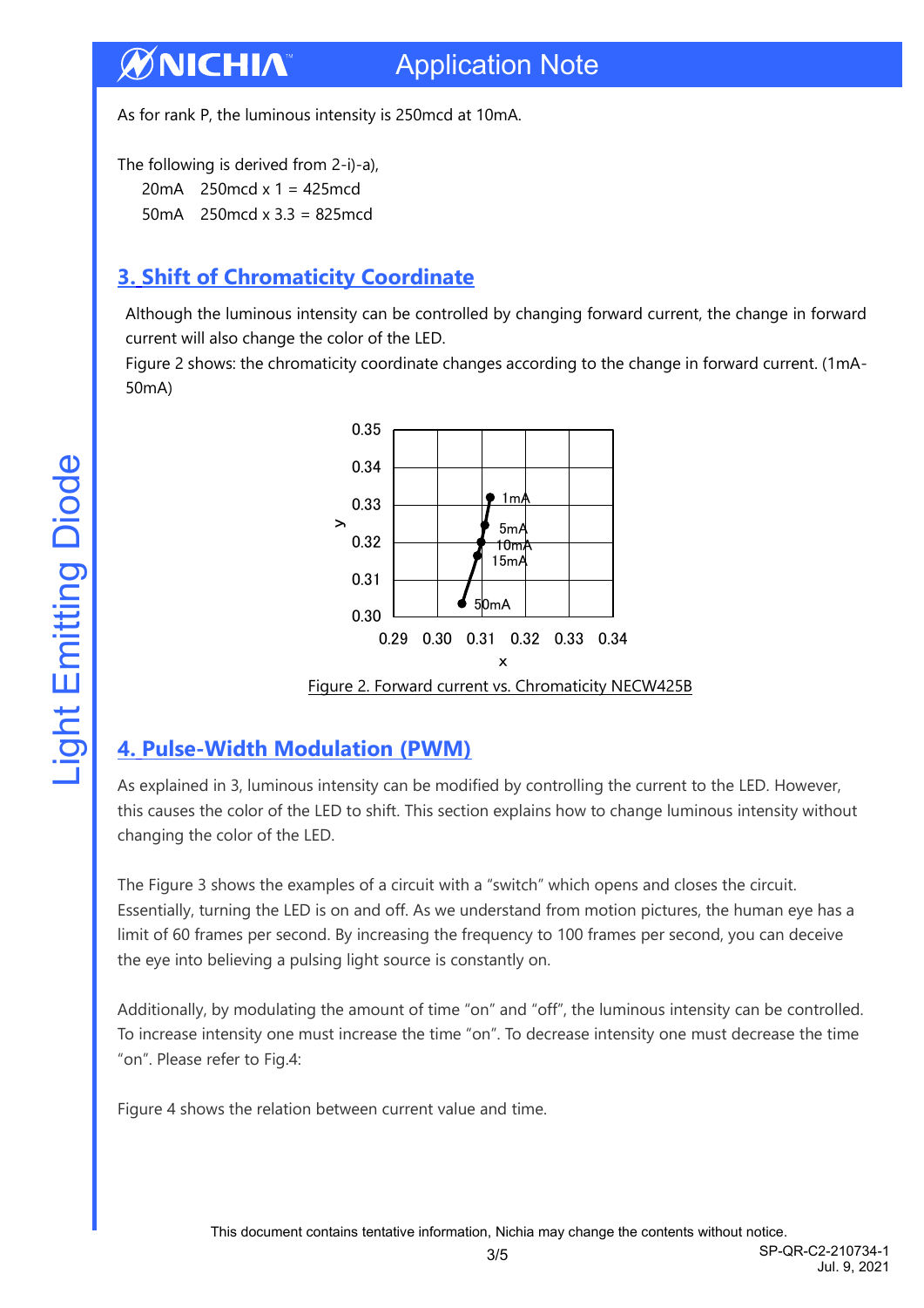As for rank P, the luminous intensity is 250mcd at 10mA.

The following is derived from 2-i)-a),

20mA  250mcd x 1 = 425mcd

50mA  250mcd x 3.3 = 825mcd

## 3. Shift of Chromaticity Coordinate

Although the luminous intensity can be controlled by changing forward current, the change in forward current will also change the color of the LED.

Figure 2 shows: the chromaticity coordinate changes according to the change in forward current. (1mA-50mA)

Figure 2. Forward current vs. Chromaticity NECW425B

## 4. Pulse-Width Modulation (PWM)

As explained in 3, luminous intensity can be modified by controlling the current to the LED. However, this causes the color of the LED to shift. This section explains how to change luminous intensity without changing the color of the LED.

The Figure 3 shows the examples of a circuit with a "switch" which opens and closes the circuit. Essentially, turning the LED is on and off. As we understand from motion pictures, the human eye has a limit of 60 frames per second. By increasing the frequency to 100 frames per second, you can deceive the eye into believing a pulsing light source is constantly on.

Additionally, by modulating the amount of time "on" and "off", the luminous intensity can be controlled. To increase intensity one must increase the time "on". To decrease intensity one must decrease the time "on". Please refer to Fig.4:

Figure 4 shows the relation between current value and time.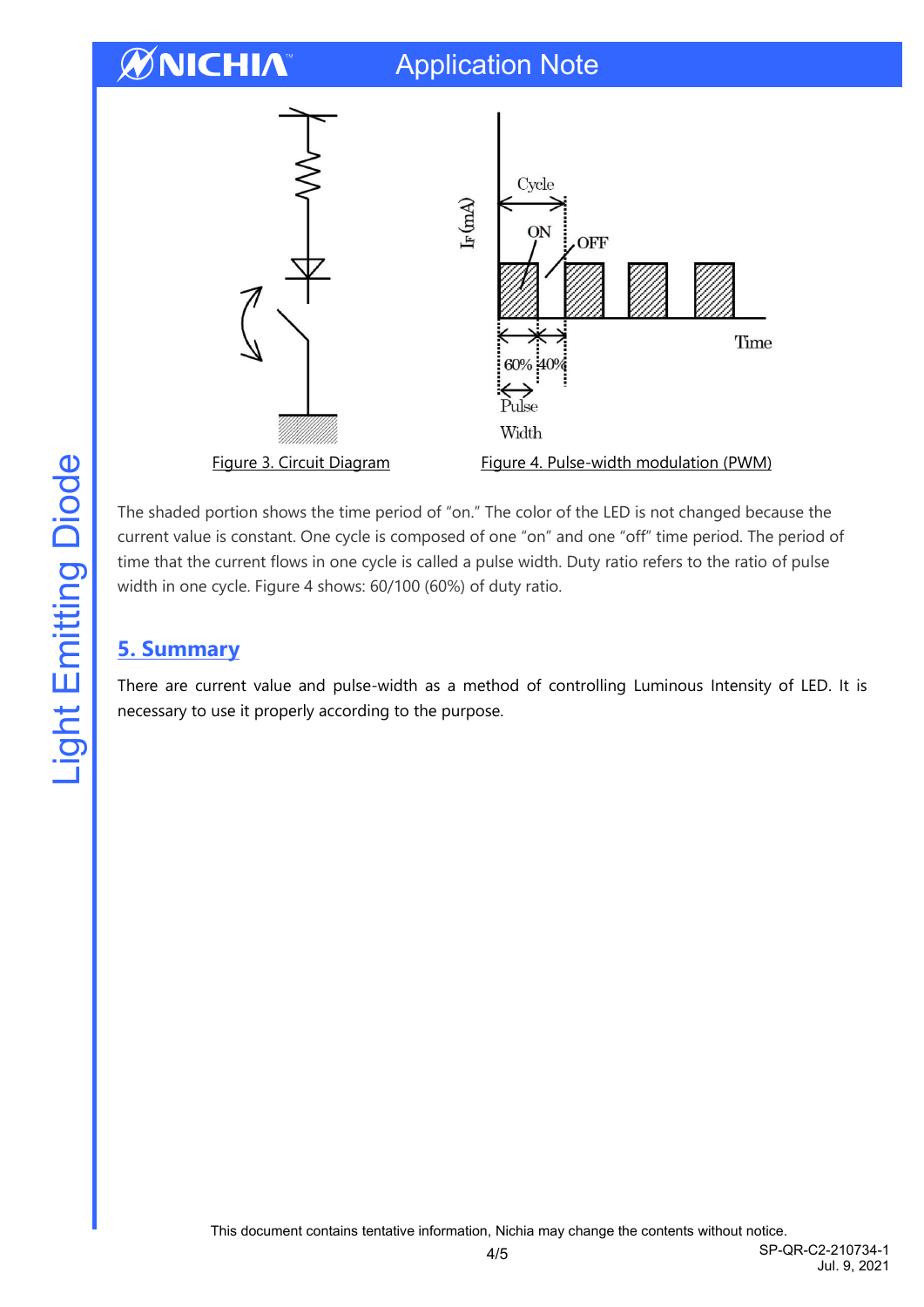Figure 3. Circuit Diagram

Figure 4. Pulse-width modulation (PWM)

The shaded portion shows the time period of "on." The color of the LED is not changed because the current value is constant. One cycle is composed of one "on" and one "off" time period. The period of time that the current flows in one cycle is called a pulse width. Duty ratio refers to the ratio of pulse width in one cycle. Figure 4 shows: 60/100 (60%) of duty ratio.

## 5. Summary

There are current value and pulse-width as a method of controlling Luminous Intensity of LED. It is necessary to use it properly according to the purpose.

This document contains tentative information, Nichia may change the contents without notice.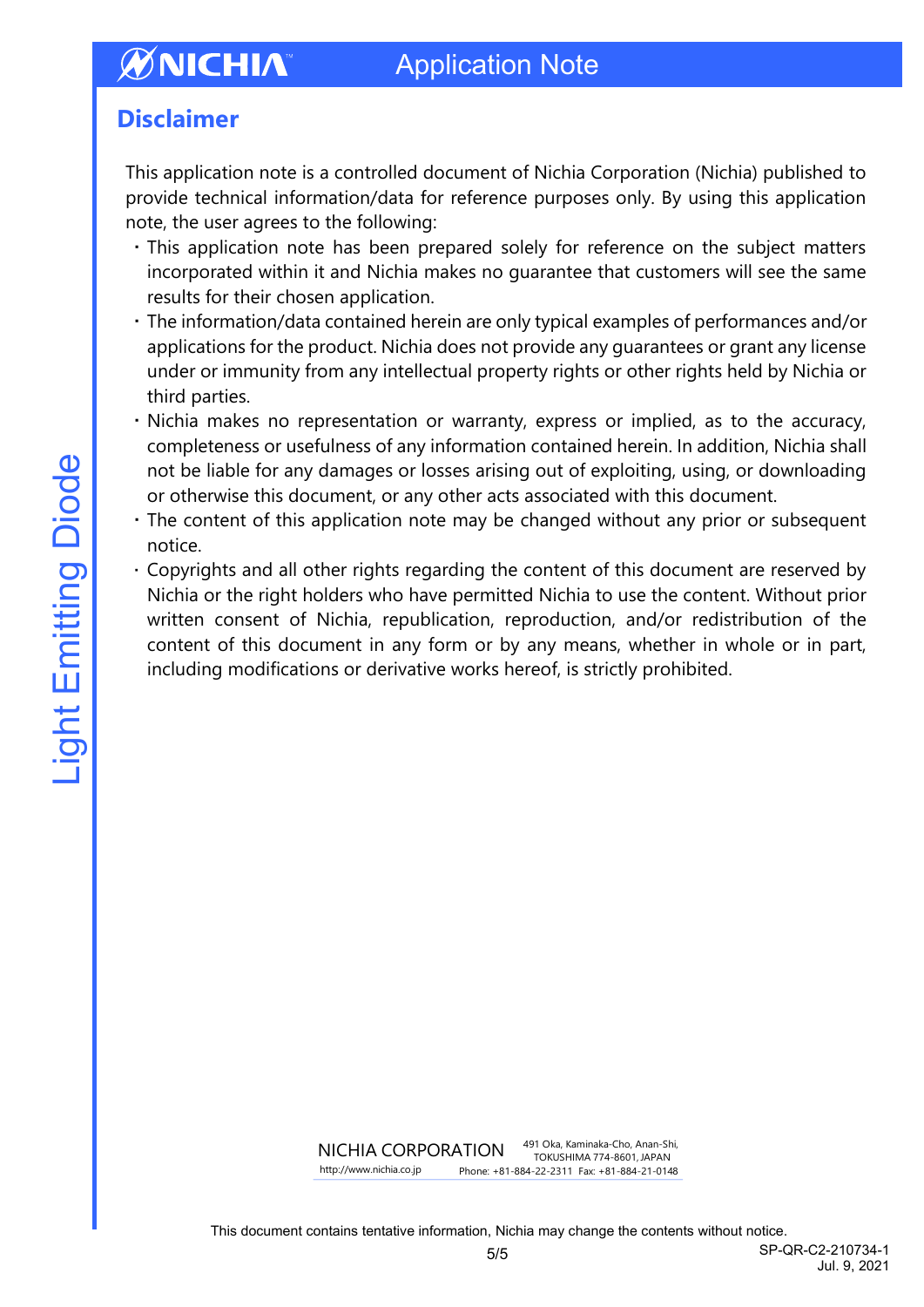## Disclaimer

This application note is a controlled document of Nichia Corporation (Nichia) published to provide technical information/data for reference purposes only. By using this application note, the user agrees to the following:

- This application note has been prepared solely for reference on the subject matters incorporated within it and Nichia makes no guarantee that customers will see the same results for their chosen application.
- The information/data contained herein are only typical examples of performances and/or applications for the product. Nichia does not provide any guarantees or grant any license under or immunity from any intellectual property rights or other rights held by Nichia or third parties.
- Nichia makes no representation or warranty, express or implied, as to the accuracy, completeness or usefulness of any information contained herein. In addition, Nichia shall not be liable for any damages or losses arising out of exploiting, using, or downloading or otherwise this document, or any other acts associated with this document.
- The content of this application note may be changed without any prior or subsequent notice.
- Copyrights and all other rights regarding the content of this document are reserved by Nichia or the right holders who have permitted Nichia to use the content. Without prior written consent of Nichia, republication, reproduction, and/or redistribution of the content of this document in any form or by any means, whether in whole or in part, including modifications or derivative works hereof, is strictly prohibited.

NICHIA CORPORATION
491 Oka, Kaminaka-Cho, Anan-Shi, TOKUSHIMA 774-8601, JAPAN
http://www.nichia.co.jp
Phone: +81-884-22-2311 Fax: +81-884-21-0148